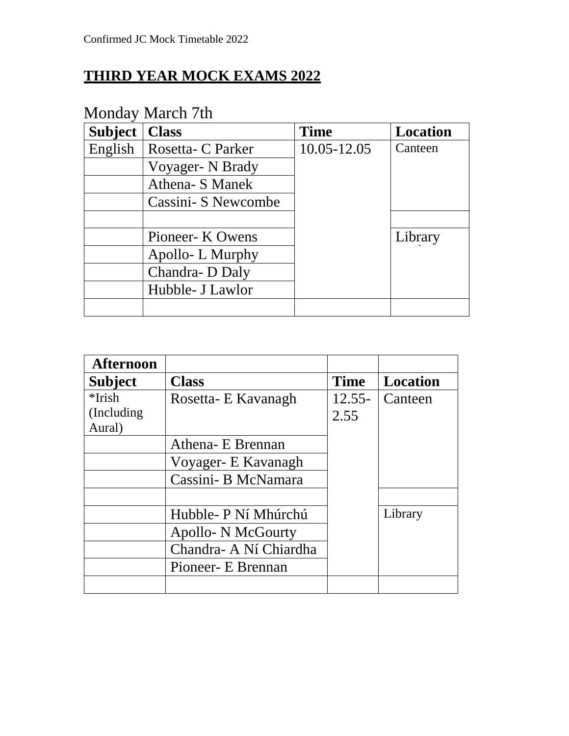# THIRD YEAR MOCK EXAMS 2022

Monday March 7th

| Subject | Class | Time | Location |
|---|---|---|---|
| English | Rosetta- C Parker | 10.05-12.05 | Canteen |
| | Voyager- N Brady | | |
| | Athena- S Manek | | |
| | Cassini- S Newcombe | | |
| | | | |
| | Pioneer- K Owens | | Library |
| | Apollo- L Murphy | | |
| | Chandra- D Daly | | |
| | Hubble- J Lawlor | | |
| | | | |

| Afternoon | | | |
|---|---|---|---|
| **Subject** | **Class** | **Time** | **Location** |
| *Irish (Including Aural) | Rosetta- E Kavanagh | 12.55-2.55 | Canteen |
| | Athena- E Brennan | | |
| | Voyager- E Kavanagh | | |
| | Cassini- B McNamara | | |
| | | | |
| | Hubble- P Ní Mhúrchú | | Library |
| | Apollo- N McGourty | | |
| | Chandra- A Ní Chiardha | | |
| | Pioneer- E Brennan | | |
| | | | |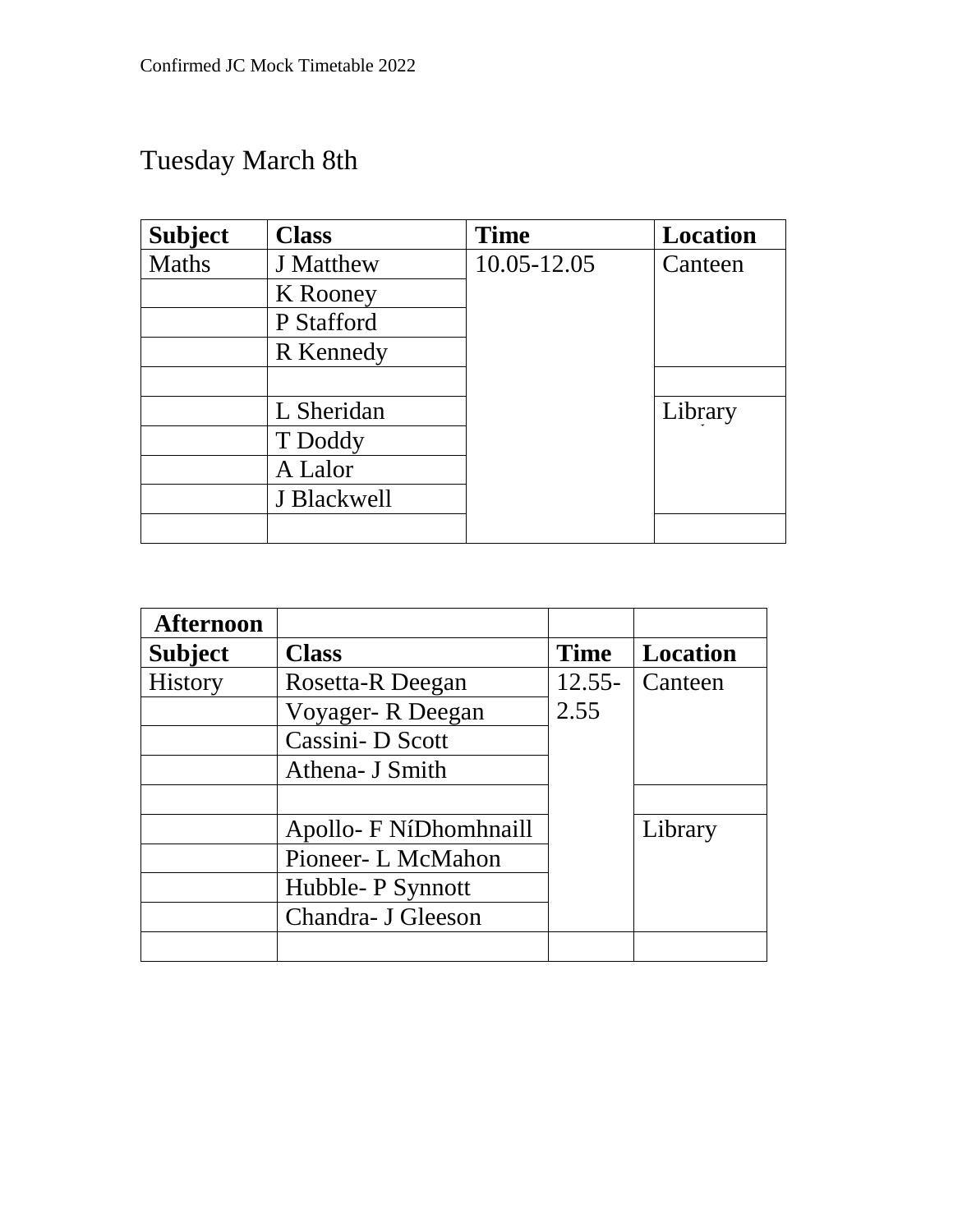Tuesday March 8th

| Subject | Class | Time | Location |
|---|---|---|---|
| Maths | J Matthew | 10.05-12.05 | Canteen |
| | K Rooney | | |
| | P Stafford | | |
| | R Kennedy | | |
| | | | |
| | L Sheridan | | Library |
| | T Doddy | | |
| | A Lalor | | |
| | J Blackwell | | |
| | | | |

| Afternoon | | | |
|---|---|---|---|
| **Subject** | **Class** | **Time** | **Location** |
| History | Rosetta-R Deegan | 12.55-2.55 | Canteen |
| | Voyager- R Deegan | | |
| | Cassini- D Scott | | |
| | Athena- J Smith | | |
| | | | |
| | Apollo- F NíDhomhnaill | | Library |
| | Pioneer- L McMahon | | |
| | Hubble- P Synnott | | |
| | Chandra- J Gleeson | | |
| | | | |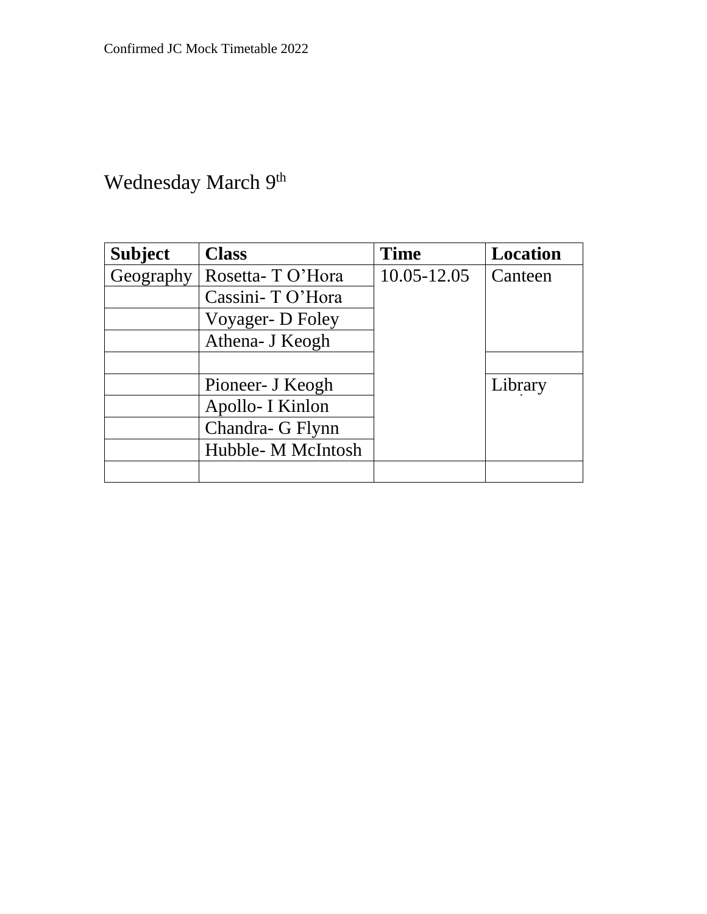# Wednesday March 9th

| Subject | Class | Time | Location |
| --- | --- | --- | --- |
| Geography | Rosetta- T O'Hora | 10.05-12.05 | Canteen |
| | Cassini- T O'Hora | | |
| | Voyager- D Foley | | |
| | Athena- J Keogh | | |
| | | | |
| | Pioneer- J Keogh | | Library |
| | Apollo- I Kinlon | | |
| | Chandra- G Flynn | | |
| | Hubble- M McIntosh | | |
| | | | |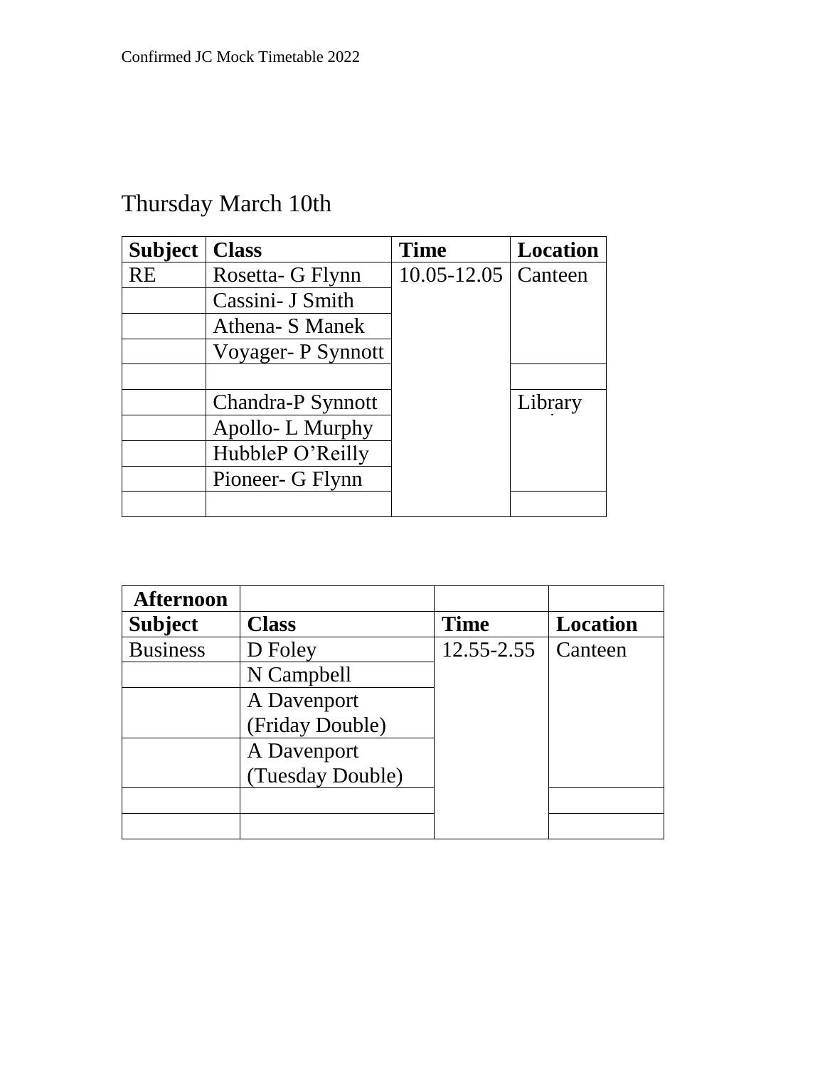## Thursday March 10th

| Subject | Class | Time | Location |
|---|---|---|---|
| RE | Rosetta- G Flynn | 10.05-12.05 | Canteen |
| | Cassini- J Smith | | |
| | Athena- S Manek | | |
| | Voyager- P Synnott | | |
| | | | |
| | Chandra-P Synnott | | Library |
| | Apollo- L Murphy | | |
| | HubbleP O'Reilly | | |
| | Pioneer- G Flynn | | |
| | | | |

| Afternoon | | | |
|---|---|---|---|
| **Subject** | **Class** | **Time** | **Location** |
| Business | D Foley | 12.55-2.55 | Canteen |
| | N Campbell | | |
| | A Davenport (Friday Double) | | |
| | A Davenport (Tuesday Double) | | |
| | | | |
| | | | |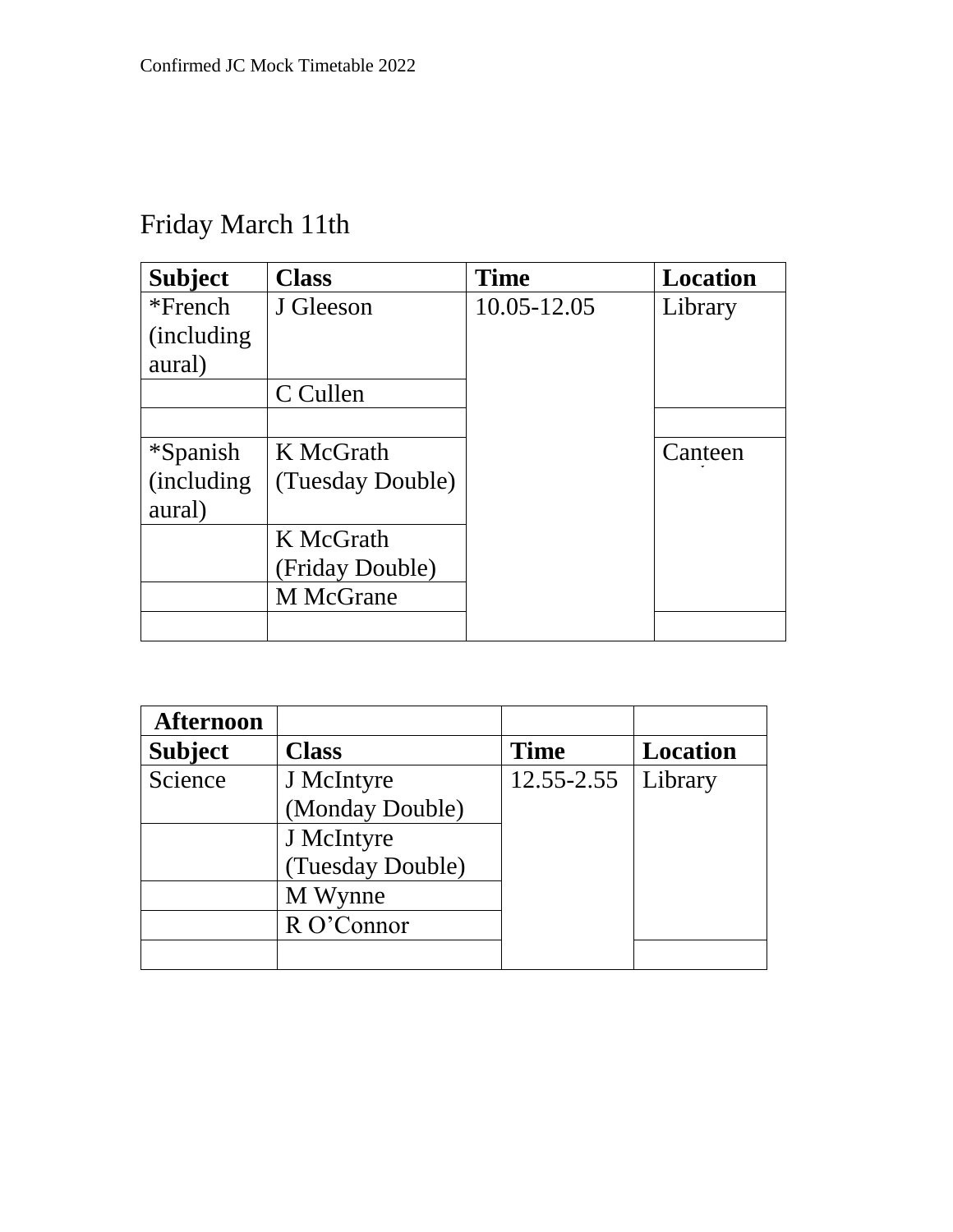Friday March 11th

| Subject | Class | Time | Location |
| --- | --- | --- | --- |
| *French (including aural) | J Gleeson | 10.05-12.05 | Library |
| | C Cullen | | |
| | | | |
| *Spanish (including aural) | K McGrath (Tuesday Double) | | Canteen |
| | K McGrath (Friday Double) | | |
| | M McGrane | | |
| | | | |

| Afternoon | | | |
| --- | --- | --- | --- |
| **Subject** | **Class** | **Time** | **Location** |
| Science | J McIntyre (Monday Double) | 12.55-2.55 | Library |
| | J McIntyre (Tuesday Double) | | |
| | M Wynne | | |
| | R O'Connor | | |
| | | | |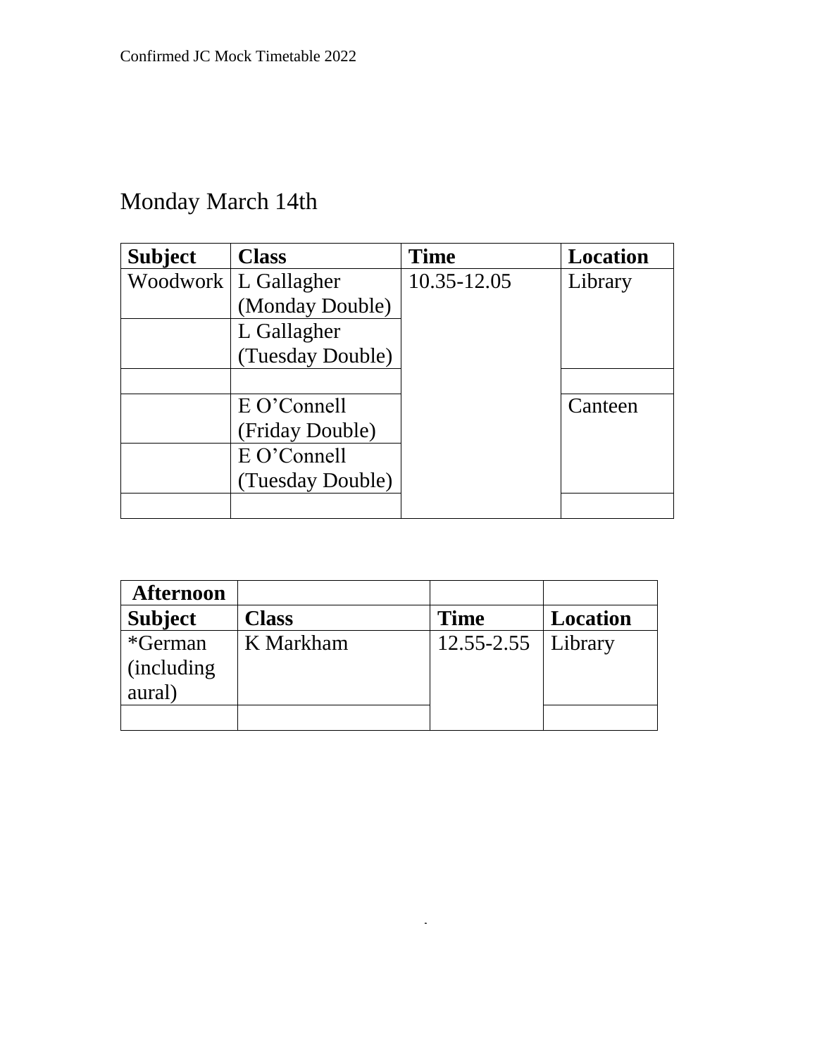## Monday March 14th

| Subject | Class | Time | Location |
|---|---|---|---|
| Woodwork | L Gallagher (Monday Double) | 10.35-12.05 | Library |
| | L Gallagher (Tuesday Double) | | |
| | | | |
| | E O'Connell (Friday Double) | | Canteen |
| | E O'Connell (Tuesday Double) | | |
| | | | |

| Afternoon | | | |
|---|---|---|---|
| **Subject** | **Class** | **Time** | **Location** |
| *German (including aural) | K Markham | 12.55-2.55 | Library |
| | | | |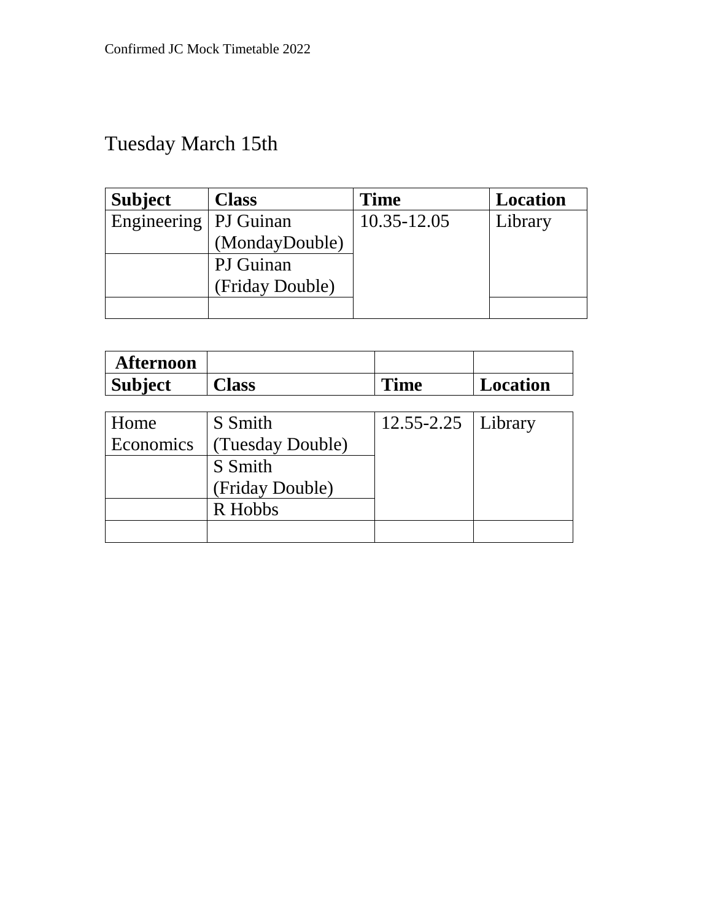## Tuesday March 15th

| Subject | Class | Time | Location |
|---|---|---|---|
| Engineering | PJ Guinan (MondayDouble) | 10.35-12.05 | Library |
| | PJ Guinan (Friday Double) | | |
| | | | |

| Afternoon | | | |
|---|---|---|---|
| **Subject** | **Class** | **Time** | **Location** |
| Home Economics | S Smith (Tuesday Double) | 12.55-2.25 | Library |
| | S Smith (Friday Double) | | |
| | R Hobbs | | |
| | | | |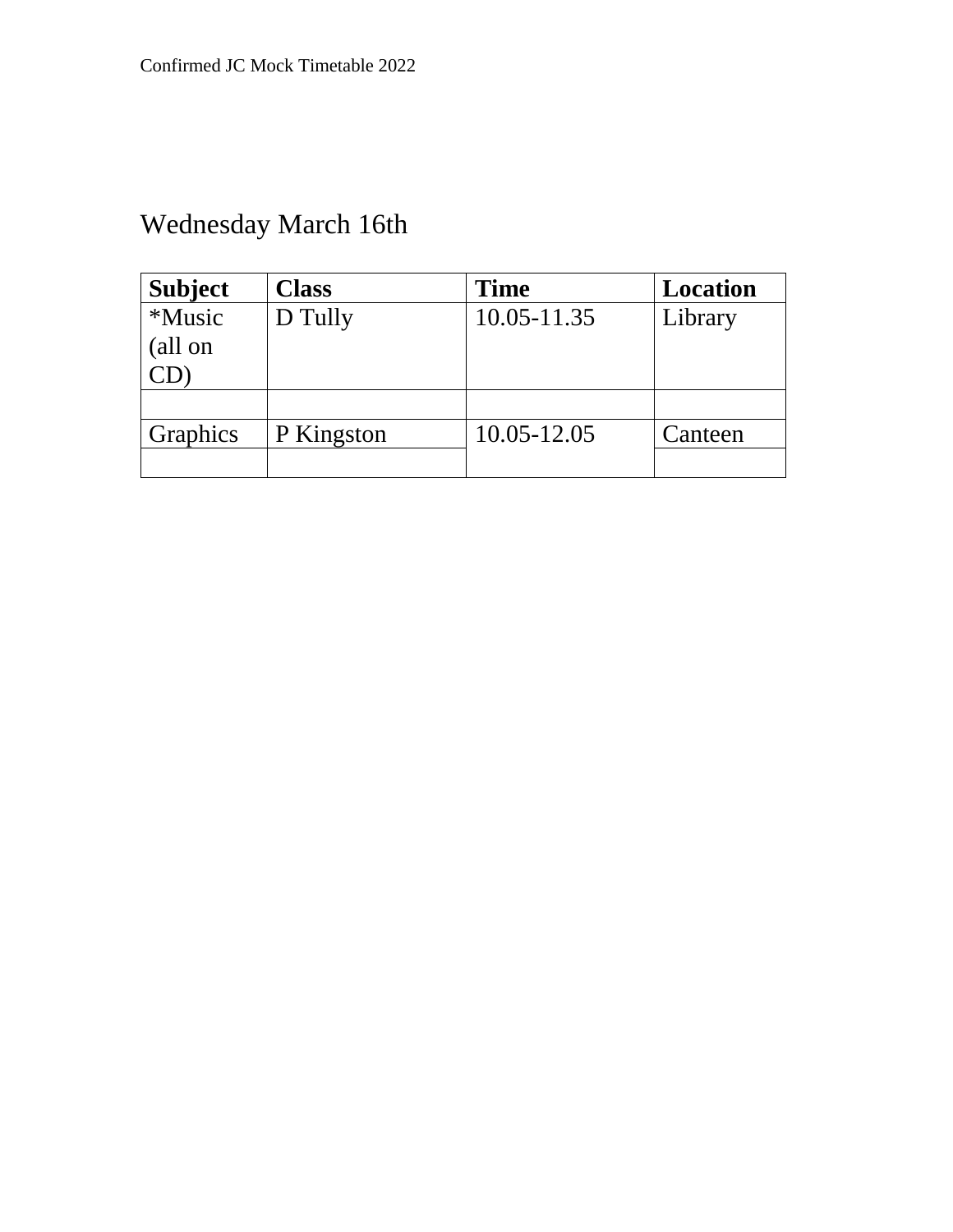## Wednesday March 16th

| Subject | Class | Time | Location |
|---|---|---|---|
| *Music (all on CD) | D Tully | 10.05-11.35 | Library |
| | | | |
| Graphics | P Kingston | 10.05-12.05 | Canteen |
| | | | |